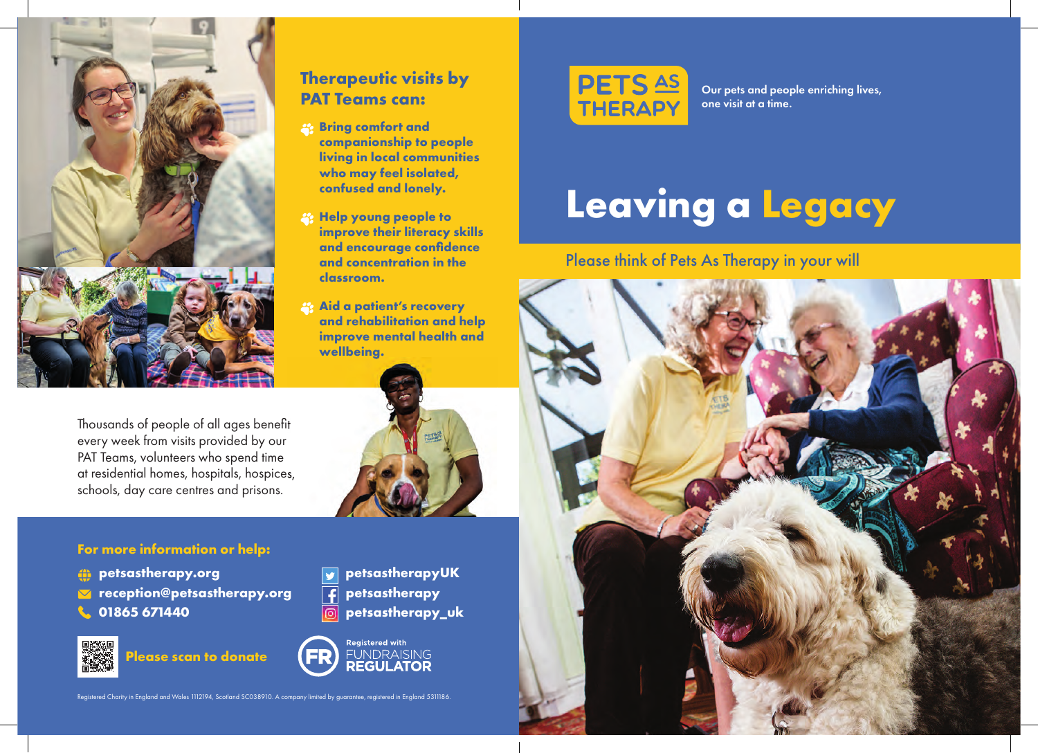# PETS AS THERAPY

Our pets and people enriching lives, one visit at a time.

# Leaving a Legacy

Please think of Pets As Therapy in your will

## Therapeutic visits by PAT Teams can:

- **Bring comfort and companionship to people living in local communities who may feel isolated, confused and lonely.**
- **Help young people to improve their literacy skills and encourage confidence and concentration in the classroom.**
- **Aid a patient's recovery and rehabilitation and help improve mental health and wellbeing.**

Thousands of people of all ages benefit every week from visits provided by our PAT Teams, volunteers who spend time at residential homes, hospitals, hospices, schools, day care centres and prisons.

### For more information or help:

- **petsastherapy.org**
- **reception@petsastherapy.org**
- **01865 671440**
- **petsastherapyUK**
- **petsastherapy**
- **petsastherapy_uk**

**Please scan to donate**

Registered with FUNDRAISING REGULATOR

Registered Charity in England and Wales 1112194, Scotland SC038910. A company limited by guarantee, registered in England 5311186.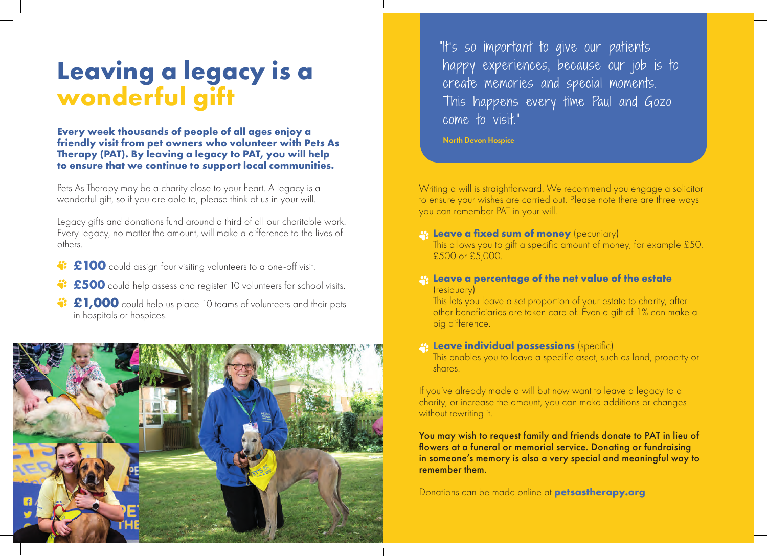# Leaving a legacy is a wonderful gift

**Every week thousands of people of all ages enjoy a friendly visit from pet owners who volunteer with Pets As Therapy (PAT). By leaving a legacy to PAT, you will help to ensure that we continue to support local communities.**

Pets As Therapy may be a charity close to your heart. A legacy is a wonderful gift, so if you are able to, please think of us in your will.

Legacy gifts and donations fund around a third of all our charitable work. Every legacy, no matter the amount, will make a difference to the lives of others.

- **£100** could assign four visiting volunteers to a one-off visit.
- **£500** could help assess and register 10 volunteers for school visits.
- **£1,000** could help us place 10 teams of volunteers and their pets in hospitals or hospices.

"It's so important to give our patients happy experiences, because our job is to create memories and special moments. This happens every time Paul and Gozo come to visit."

**North Devon Hospice**

Writing a will is straightforward. We recommend you engage a solicitor to ensure your wishes are carried out. Please note there are three ways you can remember PAT in your will.

- **Leave a fixed sum of money** (pecuniary)
  This allows you to gift a specific amount of money, for example £50, £500 or £5,000.
- **Leave a percentage of the net value of the estate** (residuary)
  This lets you leave a set proportion of your estate to charity, after other beneficiaries are taken care of. Even a gift of 1% can make a big difference.
- **Leave individual possessions** (specific)
  This enables you to leave a specific asset, such as land, property or shares.

If you've already made a will but now want to leave a legacy to a charity, or increase the amount, you can make additions or changes without rewriting it.

You may wish to request family and friends donate to PAT in lieu of flowers at a funeral or memorial service. Donating or fundraising in someone's memory is also a very special and meaningful way to remember them.

Donations can be made online at **petsastherapy.org**